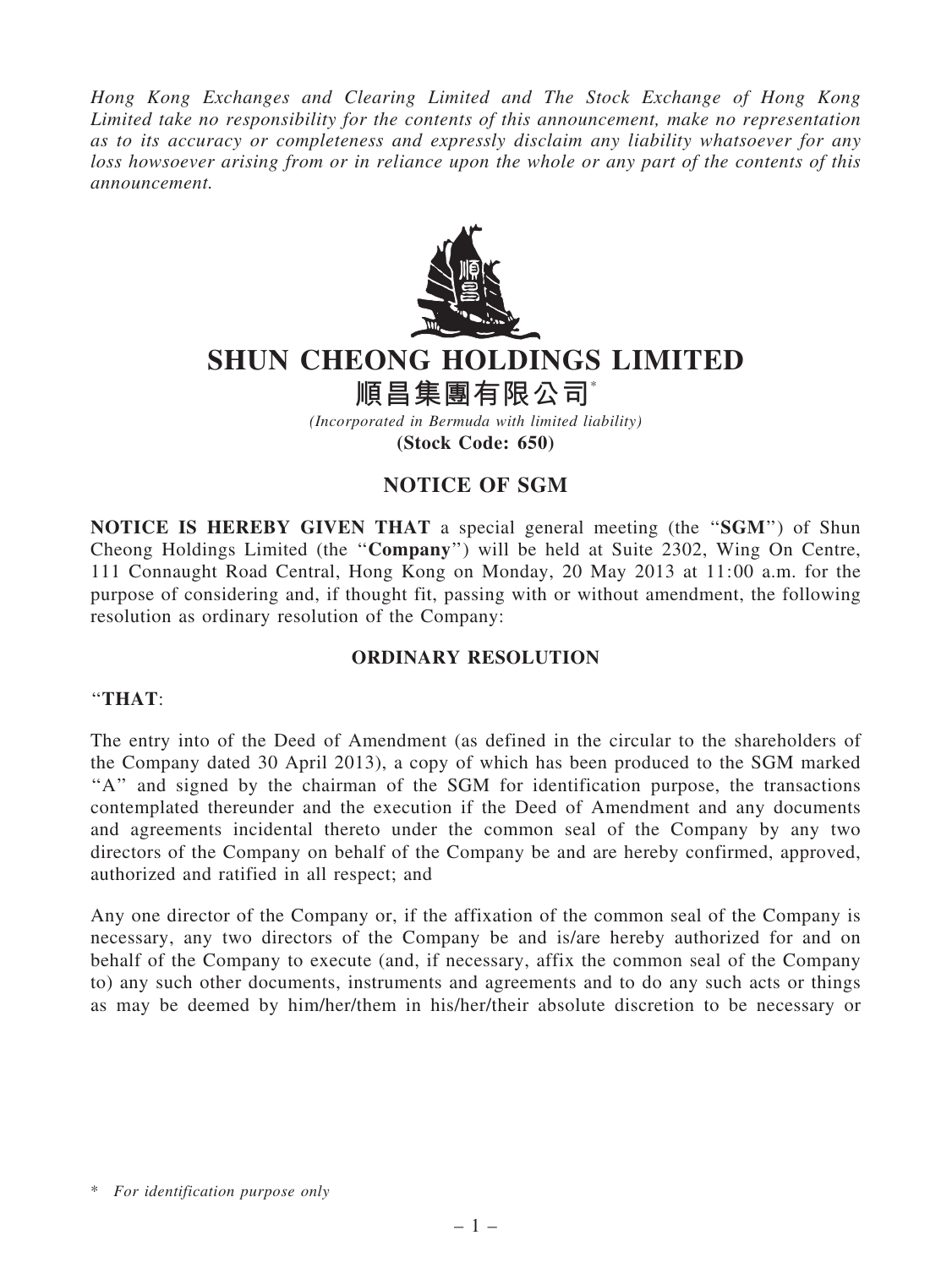*Hong Kong Exchanges and Clearing Limited and The Stock Exchange of Hong Kong Limited take no responsibility for the contents of this announcement, make no representation as to its accuracy or completeness and expressly disclaim any liability whatsoever for any loss howsoever arising from or in reliance upon the whole or any part of the contents of this announcement.*

# SHUN CHEONG HOLDINGS LIMITED

# 順昌集團有限公司*

*(Incorporated in Bermuda with limited liability)*

**(Stock Code: 650)**

## NOTICE OF SGM

**NOTICE IS HEREBY GIVEN THAT** a special general meeting (the "**SGM**") of Shun Cheong Holdings Limited (the "**Company**") will be held at Suite 2302, Wing On Centre, 111 Connaught Road Central, Hong Kong on Monday, 20 May 2013 at 11:00 a.m. for the purpose of considering and, if thought fit, passing with or without amendment, the following resolution as ordinary resolution of the Company:

### ORDINARY RESOLUTION

"**THAT**:

The entry into of the Deed of Amendment (as defined in the circular to the shareholders of the Company dated 30 April 2013), a copy of which has been produced to the SGM marked "A" and signed by the chairman of the SGM for identification purpose, the transactions contemplated thereunder and the execution if the Deed of Amendment and any documents and agreements incidental thereto under the common seal of the Company by any two directors of the Company on behalf of the Company be and are hereby confirmed, approved, authorized and ratified in all respect; and

Any one director of the Company or, if the affixation of the common seal of the Company is necessary, any two directors of the Company be and is/are hereby authorized for and on behalf of the Company to execute (and, if necessary, affix the common seal of the Company to) any such other documents, instruments and agreements and to do any such acts or things as may be deemed by him/her/them in his/her/their absolute discretion to be necessary or

\* *For identification purpose only*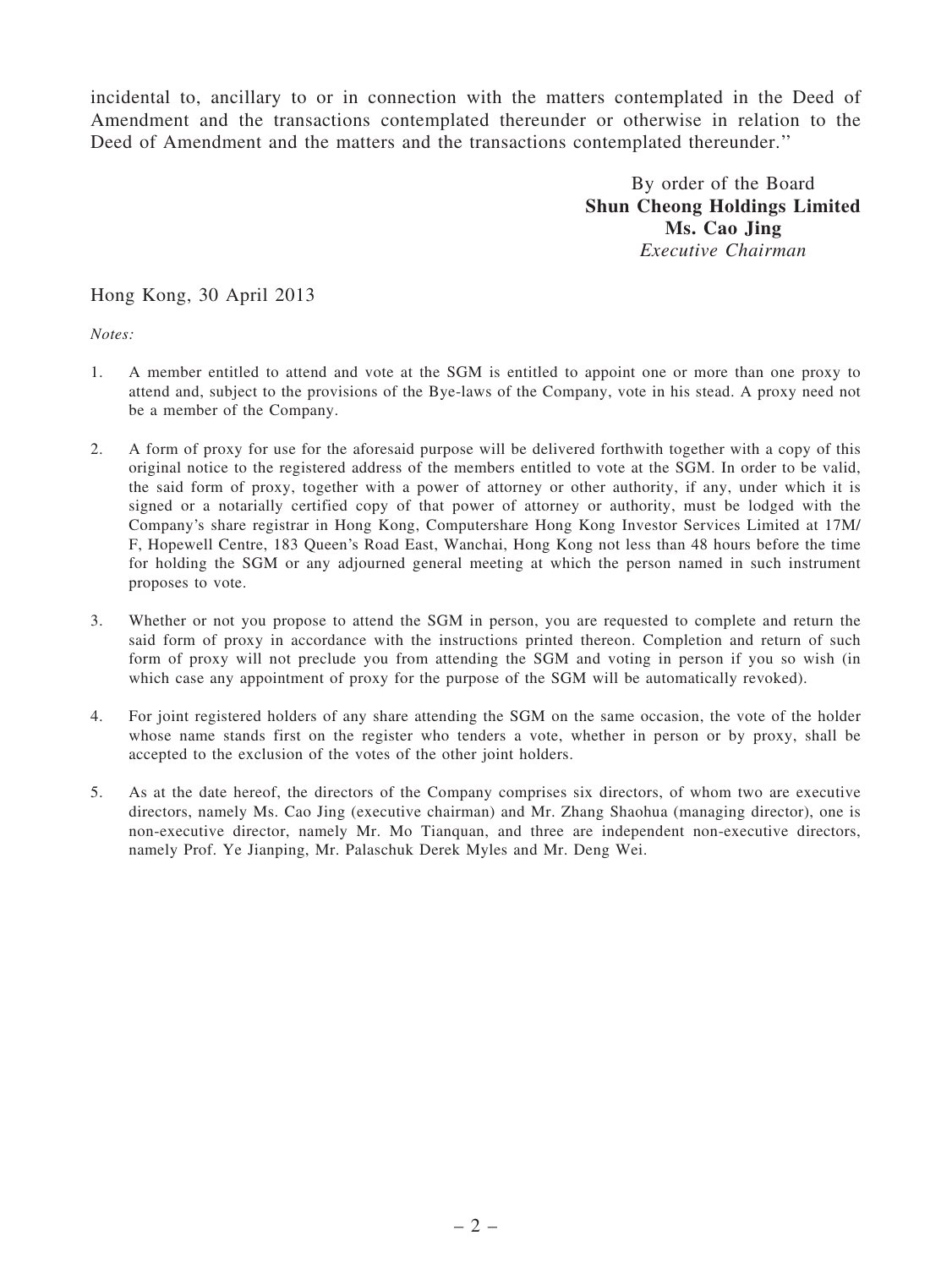incidental to, ancillary to or in connection with the matters contemplated in the Deed of Amendment and the transactions contemplated thereunder or otherwise in relation to the Deed of Amendment and the matters and the transactions contemplated thereunder."

By order of the Board
**Shun Cheong Holdings Limited**
**Ms. Cao Jing**
*Executive Chairman*

Hong Kong, 30 April 2013

*Notes:*

1. A member entitled to attend and vote at the SGM is entitled to appoint one or more than one proxy to attend and, subject to the provisions of the Bye-laws of the Company, vote in his stead. A proxy need not be a member of the Company.

2. A form of proxy for use for the aforesaid purpose will be delivered forthwith together with a copy of this original notice to the registered address of the members entitled to vote at the SGM. In order to be valid, the said form of proxy, together with a power of attorney or other authority, if any, under which it is signed or a notarially certified copy of that power of attorney or authority, must be lodged with the Company's share registrar in Hong Kong, Computershare Hong Kong Investor Services Limited at 17M/F, Hopewell Centre, 183 Queen's Road East, Wanchai, Hong Kong not less than 48 hours before the time for holding the SGM or any adjourned general meeting at which the person named in such instrument proposes to vote.

3. Whether or not you propose to attend the SGM in person, you are requested to complete and return the said form of proxy in accordance with the instructions printed thereon. Completion and return of such form of proxy will not preclude you from attending the SGM and voting in person if you so wish (in which case any appointment of proxy for the purpose of the SGM will be automatically revoked).

4. For joint registered holders of any share attending the SGM on the same occasion, the vote of the holder whose name stands first on the register who tenders a vote, whether in person or by proxy, shall be accepted to the exclusion of the votes of the other joint holders.

5. As at the date hereof, the directors of the Company comprises six directors, of whom two are executive directors, namely Ms. Cao Jing (executive chairman) and Mr. Zhang Shaohua (managing director), one is non-executive director, namely Mr. Mo Tianquan, and three are independent non-executive directors, namely Prof. Ye Jianping, Mr. Palaschuk Derek Myles and Mr. Deng Wei.